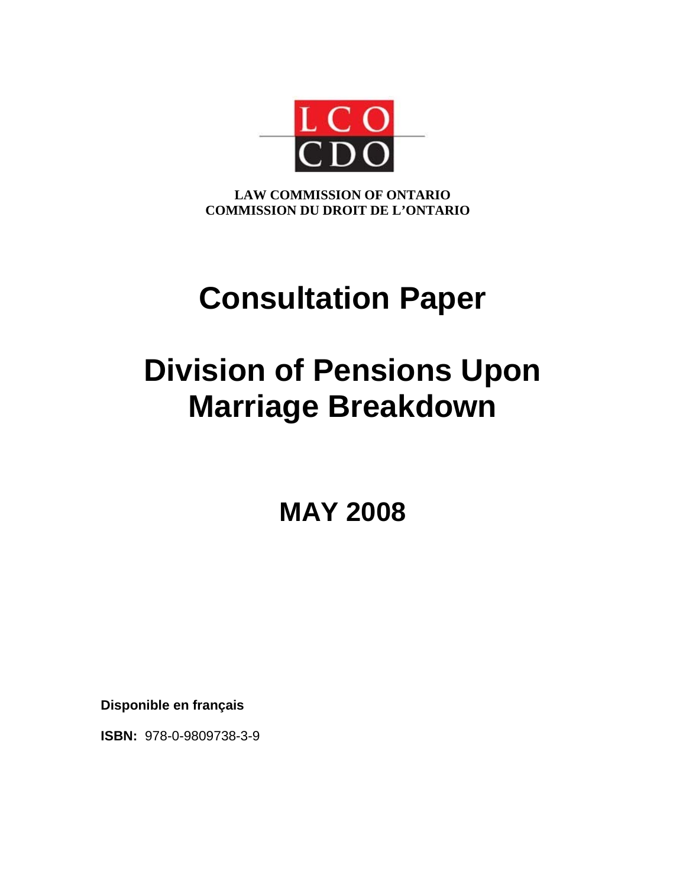LCO
CDO

**LAW COMMISSION OF ONTARIO**
**COMMISSION DU DROIT DE L'ONTARIO**

# Consultation Paper

# Division of Pensions Upon Marriage Breakdown

## MAY 2008

**Disponible en français**

**ISBN:** 978-0-9809738-3-9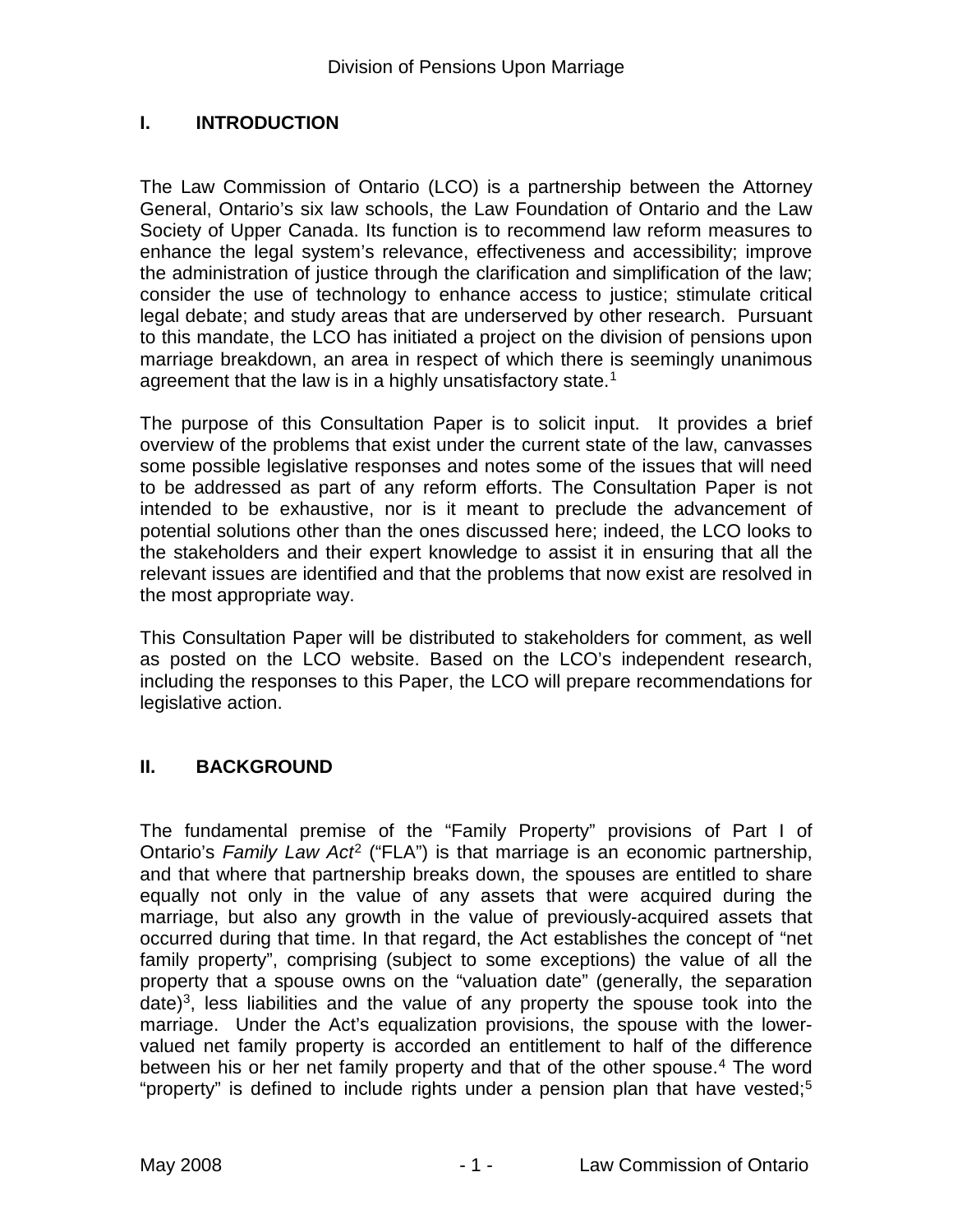## I. INTRODUCTION

The Law Commission of Ontario (LCO) is a partnership between the Attorney General, Ontario's six law schools, the Law Foundation of Ontario and the Law Society of Upper Canada. Its function is to recommend law reform measures to enhance the legal system's relevance, effectiveness and accessibility; improve the administration of justice through the clarification and simplification of the law; consider the use of technology to enhance access to justice; stimulate critical legal debate; and study areas that are underserved by other research. Pursuant to this mandate, the LCO has initiated a project on the division of pensions upon marriage breakdown, an area in respect of which there is seemingly unanimous agreement that the law is in a highly unsatisfactory state.[1]

The purpose of this Consultation Paper is to solicit input. It provides a brief overview of the problems that exist under the current state of the law, canvasses some possible legislative responses and notes some of the issues that will need to be addressed as part of any reform efforts. The Consultation Paper is not intended to be exhaustive, nor is it meant to preclude the advancement of potential solutions other than the ones discussed here; indeed, the LCO looks to the stakeholders and their expert knowledge to assist it in ensuring that all the relevant issues are identified and that the problems that now exist are resolved in the most appropriate way.

This Consultation Paper will be distributed to stakeholders for comment, as well as posted on the LCO website. Based on the LCO's independent research, including the responses to this Paper, the LCO will prepare recommendations for legislative action.

## II. BACKGROUND

The fundamental premise of the "Family Property" provisions of Part I of Ontario's *Family Law Act*[2] ("FLA") is that marriage is an economic partnership, and that where that partnership breaks down, the spouses are entitled to share equally not only in the value of any assets that were acquired during the marriage, but also any growth in the value of previously-acquired assets that occurred during that time. In that regard, the Act establishes the concept of "net family property", comprising (subject to some exceptions) the value of all the property that a spouse owns on the "valuation date" (generally, the separation date)[3], less liabilities and the value of any property the spouse took into the marriage. Under the Act's equalization provisions, the spouse with the lower-valued net family property is accorded an entitlement to half of the difference between his or her net family property and that of the other spouse.[4] The word "property" is defined to include rights under a pension plan that have vested;[5]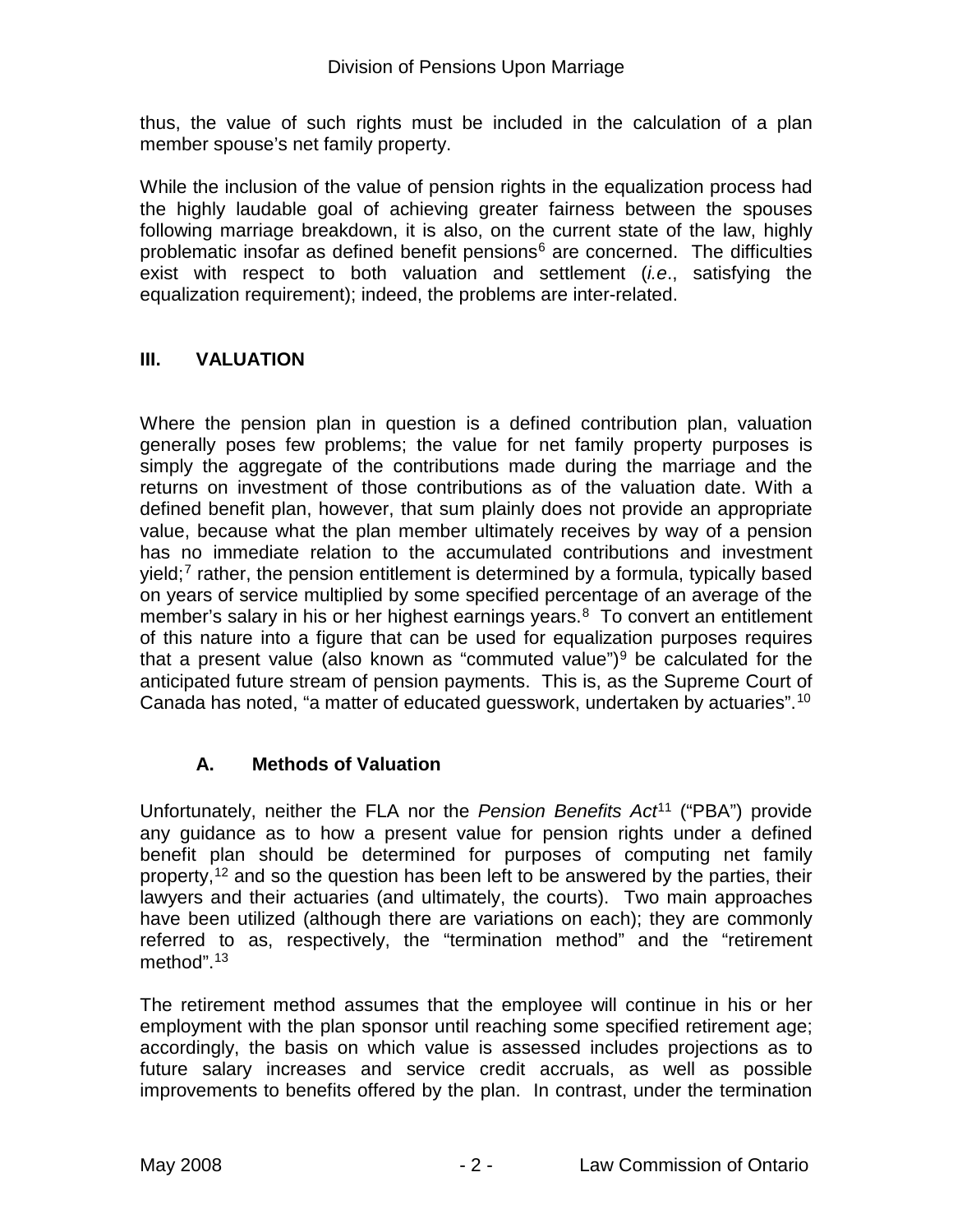thus, the value of such rights must be included in the calculation of a plan member spouse's net family property.

While the inclusion of the value of pension rights in the equalization process had the highly laudable goal of achieving greater fairness between the spouses following marriage breakdown, it is also, on the current state of the law, highly problematic insofar as defined benefit pensions[6] are concerned. The difficulties exist with respect to both valuation and settlement (*i.e*., satisfying the equalization requirement); indeed, the problems are inter-related.

## III. VALUATION

Where the pension plan in question is a defined contribution plan, valuation generally poses few problems; the value for net family property purposes is simply the aggregate of the contributions made during the marriage and the returns on investment of those contributions as of the valuation date. With a defined benefit plan, however, that sum plainly does not provide an appropriate value, because what the plan member ultimately receives by way of a pension has no immediate relation to the accumulated contributions and investment yield;[7] rather, the pension entitlement is determined by a formula, typically based on years of service multiplied by some specified percentage of an average of the member's salary in his or her highest earnings years.[8] To convert an entitlement of this nature into a figure that can be used for equalization purposes requires that a present value (also known as "commuted value")[9] be calculated for the anticipated future stream of pension payments. This is, as the Supreme Court of Canada has noted, "a matter of educated guesswork, undertaken by actuaries".[10]

### A. Methods of Valuation

Unfortunately, neither the FLA nor the *Pension Benefits Act*[11] ("PBA") provide any guidance as to how a present value for pension rights under a defined benefit plan should be determined for purposes of computing net family property,[12] and so the question has been left to be answered by the parties, their lawyers and their actuaries (and ultimately, the courts). Two main approaches have been utilized (although there are variations on each); they are commonly referred to as, respectively, the "termination method" and the "retirement method".[13]

The retirement method assumes that the employee will continue in his or her employment with the plan sponsor until reaching some specified retirement age; accordingly, the basis on which value is assessed includes projections as to future salary increases and service credit accruals, as well as possible improvements to benefits offered by the plan. In contrast, under the termination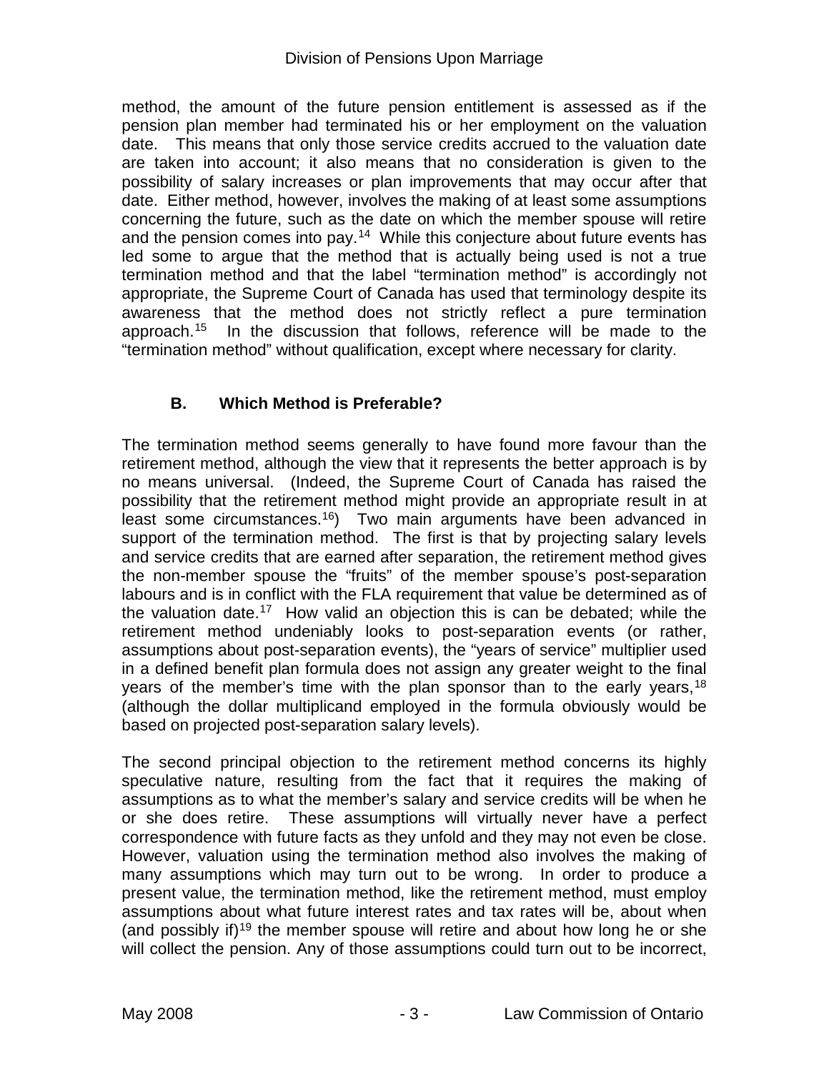method, the amount of the future pension entitlement is assessed as if the pension plan member had terminated his or her employment on the valuation date. This means that only those service credits accrued to the valuation date are taken into account; it also means that no consideration is given to the possibility of salary increases or plan improvements that may occur after that date. Either method, however, involves the making of at least some assumptions concerning the future, such as the date on which the member spouse will retire and the pension comes into pay.[14] While this conjecture about future events has led some to argue that the method that is actually being used is not a true termination method and that the label "termination method" is accordingly not appropriate, the Supreme Court of Canada has used that terminology despite its awareness that the method does not strictly reflect a pure termination approach.[15] In the discussion that follows, reference will be made to the "termination method" without qualification, except where necessary for clarity.

### B. Which Method is Preferable?

The termination method seems generally to have found more favour than the retirement method, although the view that it represents the better approach is by no means universal. (Indeed, the Supreme Court of Canada has raised the possibility that the retirement method might provide an appropriate result in at least some circumstances.[16]) Two main arguments have been advanced in support of the termination method. The first is that by projecting salary levels and service credits that are earned after separation, the retirement method gives the non-member spouse the "fruits" of the member spouse's post-separation labours and is in conflict with the FLA requirement that value be determined as of the valuation date.[17] How valid an objection this is can be debated; while the retirement method undeniably looks to post-separation events (or rather, assumptions about post-separation events), the "years of service" multiplier used in a defined benefit plan formula does not assign any greater weight to the final years of the member's time with the plan sponsor than to the early years,[18] (although the dollar multiplicand employed in the formula obviously would be based on projected post-separation salary levels).

The second principal objection to the retirement method concerns its highly speculative nature, resulting from the fact that it requires the making of assumptions as to what the member's salary and service credits will be when he or she does retire. These assumptions will virtually never have a perfect correspondence with future facts as they unfold and they may not even be close. However, valuation using the termination method also involves the making of many assumptions which may turn out to be wrong. In order to produce a present value, the termination method, like the retirement method, must employ assumptions about what future interest rates and tax rates will be, about when (and possibly if)[19] the member spouse will retire and about how long he or she will collect the pension. Any of those assumptions could turn out to be incorrect,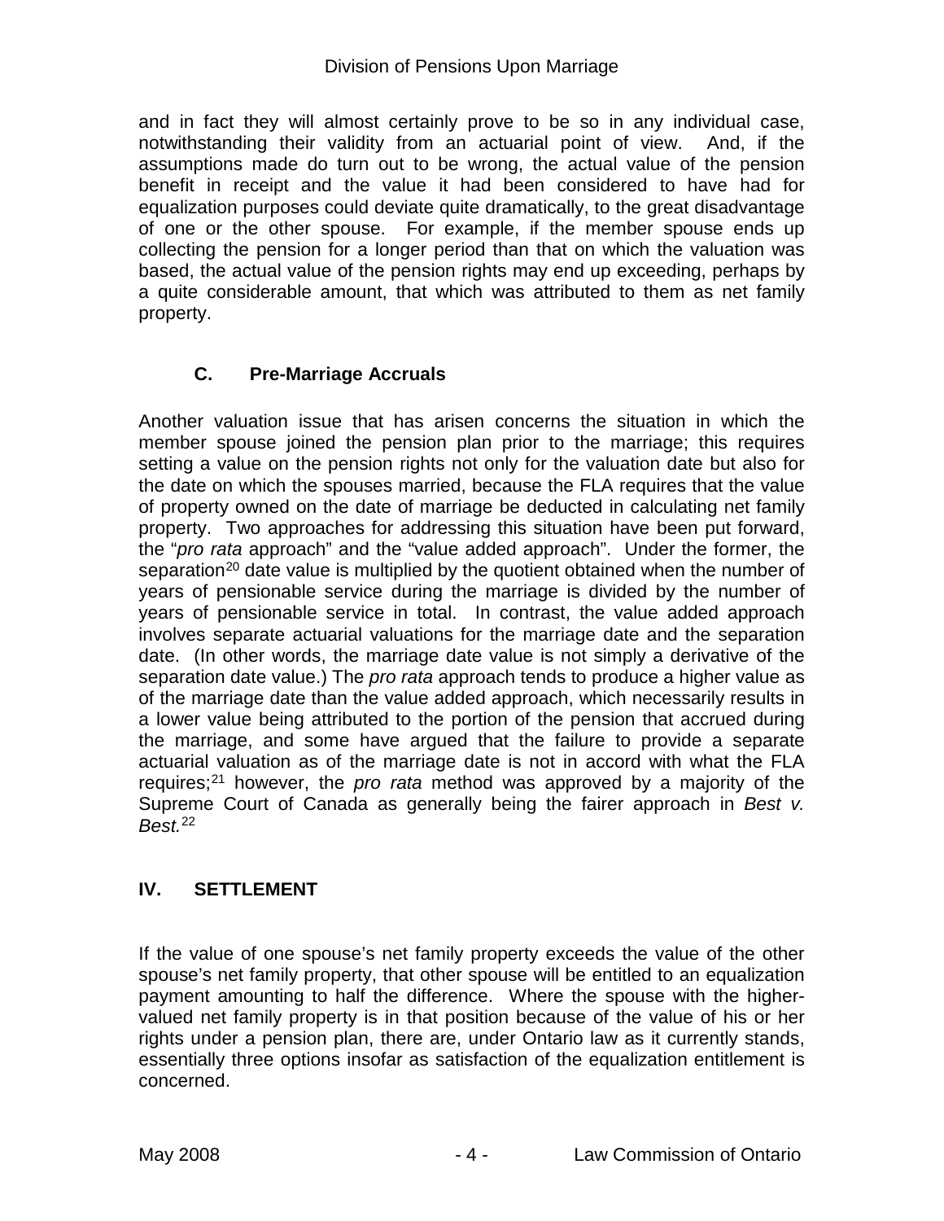and in fact they will almost certainly prove to be so in any individual case, notwithstanding their validity from an actuarial point of view. And, if the assumptions made do turn out to be wrong, the actual value of the pension benefit in receipt and the value it had been considered to have had for equalization purposes could deviate quite dramatically, to the great disadvantage of one or the other spouse. For example, if the member spouse ends up collecting the pension for a longer period than that on which the valuation was based, the actual value of the pension rights may end up exceeding, perhaps by a quite considerable amount, that which was attributed to them as net family property.

### C. Pre-Marriage Accruals

Another valuation issue that has arisen concerns the situation in which the member spouse joined the pension plan prior to the marriage; this requires setting a value on the pension rights not only for the valuation date but also for the date on which the spouses married, because the FLA requires that the value of property owned on the date of marriage be deducted in calculating net family property. Two approaches for addressing this situation have been put forward, the "*pro rata* approach" and the "value added approach". Under the former, the separation[20] date value is multiplied by the quotient obtained when the number of years of pensionable service during the marriage is divided by the number of years of pensionable service in total. In contrast, the value added approach involves separate actuarial valuations for the marriage date and the separation date. (In other words, the marriage date value is not simply a derivative of the separation date value.) The *pro rata* approach tends to produce a higher value as of the marriage date than the value added approach, which necessarily results in a lower value being attributed to the portion of the pension that accrued during the marriage, and some have argued that the failure to provide a separate actuarial valuation as of the marriage date is not in accord with what the FLA requires;[21] however, the *pro rata* method was approved by a majority of the Supreme Court of Canada as generally being the fairer approach in *Best v. Best.*[22]

## IV. SETTLEMENT

If the value of one spouse's net family property exceeds the value of the other spouse's net family property, that other spouse will be entitled to an equalization payment amounting to half the difference. Where the spouse with the higher-valued net family property is in that position because of the value of his or her rights under a pension plan, there are, under Ontario law as it currently stands, essentially three options insofar as satisfaction of the equalization entitlement is concerned.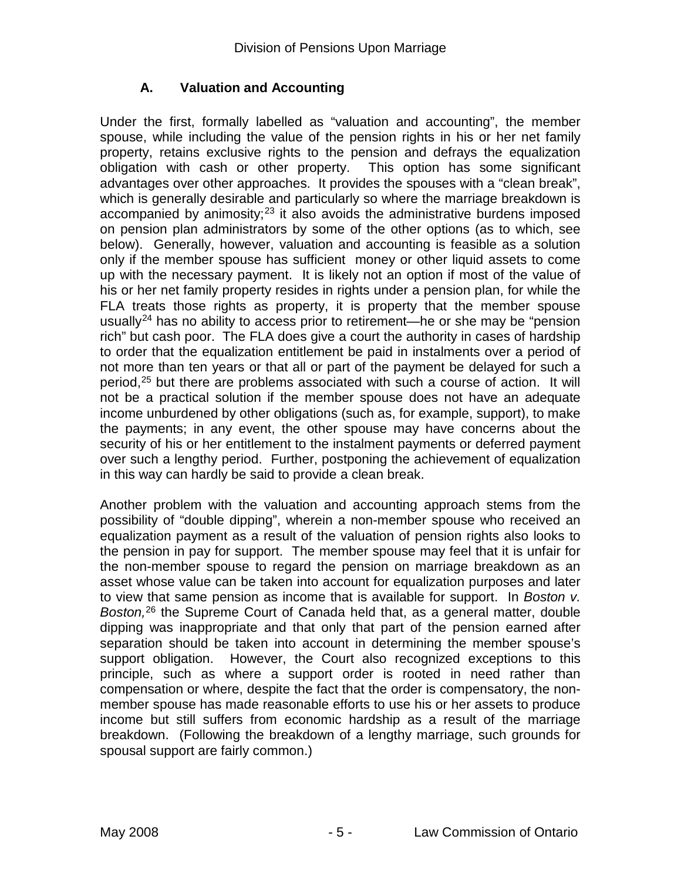### A. Valuation and Accounting

Under the first, formally labelled as "valuation and accounting", the member spouse, while including the value of the pension rights in his or her net family property, retains exclusive rights to the pension and defrays the equalization obligation with cash or other property. This option has some significant advantages over other approaches. It provides the spouses with a "clean break", which is generally desirable and particularly so where the marriage breakdown is accompanied by animosity;[23] it also avoids the administrative burdens imposed on pension plan administrators by some of the other options (as to which, see below). Generally, however, valuation and accounting is feasible as a solution only if the member spouse has sufficient money or other liquid assets to come up with the necessary payment. It is likely not an option if most of the value of his or her net family property resides in rights under a pension plan, for while the FLA treats those rights as property, it is property that the member spouse usually[24] has no ability to access prior to retirement—he or she may be "pension rich" but cash poor. The FLA does give a court the authority in cases of hardship to order that the equalization entitlement be paid in instalments over a period of not more than ten years or that all or part of the payment be delayed for such a period,[25] but there are problems associated with such a course of action. It will not be a practical solution if the member spouse does not have an adequate income unburdened by other obligations (such as, for example, support), to make the payments; in any event, the other spouse may have concerns about the security of his or her entitlement to the instalment payments or deferred payment over such a lengthy period. Further, postponing the achievement of equalization in this way can hardly be said to provide a clean break.

Another problem with the valuation and accounting approach stems from the possibility of "double dipping", wherein a non-member spouse who received an equalization payment as a result of the valuation of pension rights also looks to the pension in pay for support. The member spouse may feel that it is unfair for the non-member spouse to regard the pension on marriage breakdown as an asset whose value can be taken into account for equalization purposes and later to view that same pension as income that is available for support. In *Boston v. Boston,*[26] the Supreme Court of Canada held that, as a general matter, double dipping was inappropriate and that only that part of the pension earned after separation should be taken into account in determining the member spouse's support obligation. However, the Court also recognized exceptions to this principle, such as where a support order is rooted in need rather than compensation or where, despite the fact that the order is compensatory, the non-member spouse has made reasonable efforts to use his or her assets to produce income but still suffers from economic hardship as a result of the marriage breakdown. (Following the breakdown of a lengthy marriage, such grounds for spousal support are fairly common.)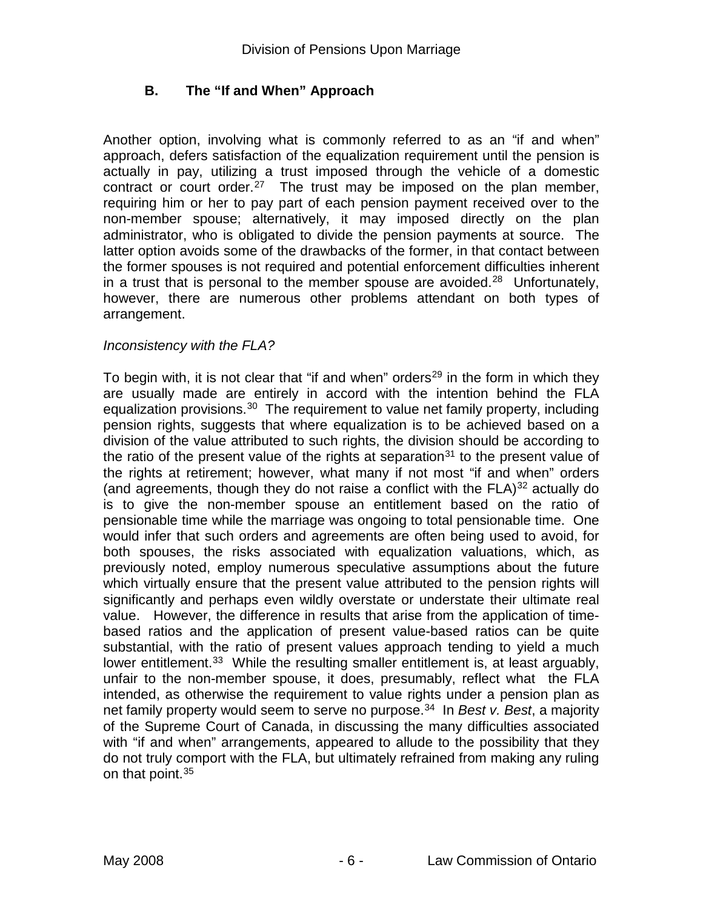### B. The "If and When" Approach

Another option, involving what is commonly referred to as an "if and when" approach, defers satisfaction of the equalization requirement until the pension is actually in pay, utilizing a trust imposed through the vehicle of a domestic contract or court order.[27] The trust may be imposed on the plan member, requiring him or her to pay part of each pension payment received over to the non-member spouse; alternatively, it may imposed directly on the plan administrator, who is obligated to divide the pension payments at source. The latter option avoids some of the drawbacks of the former, in that contact between the former spouses is not required and potential enforcement difficulties inherent in a trust that is personal to the member spouse are avoided.[28] Unfortunately, however, there are numerous other problems attendant on both types of arrangement.

*Inconsistency with the FLA?*

To begin with, it is not clear that "if and when" orders[29] in the form in which they are usually made are entirely in accord with the intention behind the FLA equalization provisions.[30] The requirement to value net family property, including pension rights, suggests that where equalization is to be achieved based on a division of the value attributed to such rights, the division should be according to the ratio of the present value of the rights at separation[31] to the present value of the rights at retirement; however, what many if not most "if and when" orders (and agreements, though they do not raise a conflict with the FLA)[32] actually do is to give the non-member spouse an entitlement based on the ratio of pensionable time while the marriage was ongoing to total pensionable time. One would infer that such orders and agreements are often being used to avoid, for both spouses, the risks associated with equalization valuations, which, as previously noted, employ numerous speculative assumptions about the future which virtually ensure that the present value attributed to the pension rights will significantly and perhaps even wildly overstate or understate their ultimate real value. However, the difference in results that arise from the application of time-based ratios and the application of present value-based ratios can be quite substantial, with the ratio of present values approach tending to yield a much lower entitlement.[33] While the resulting smaller entitlement is, at least arguably, unfair to the non-member spouse, it does, presumably, reflect what the FLA intended, as otherwise the requirement to value rights under a pension plan as net family property would seem to serve no purpose.[34] In *Best v. Best*, a majority of the Supreme Court of Canada, in discussing the many difficulties associated with "if and when" arrangements, appeared to allude to the possibility that they do not truly comport with the FLA, but ultimately refrained from making any ruling on that point.[35]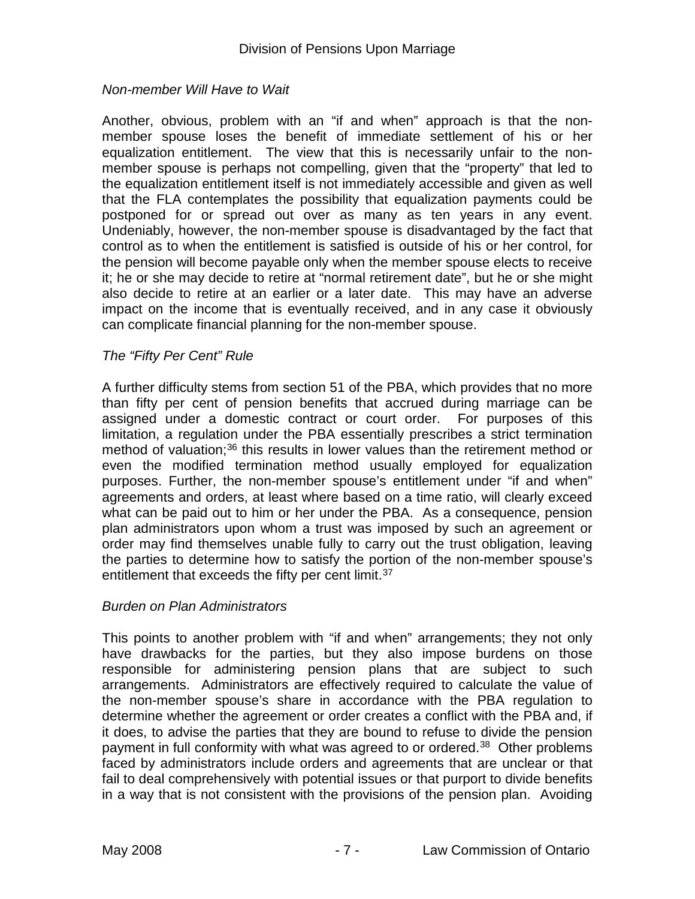### *Non-member Will Have to Wait*

Another, obvious, problem with an "if and when" approach is that the non-member spouse loses the benefit of immediate settlement of his or her equalization entitlement. The view that this is necessarily unfair to the non-member spouse is perhaps not compelling, given that the "property" that led to the equalization entitlement itself is not immediately accessible and given as well that the FLA contemplates the possibility that equalization payments could be postponed for or spread out over as many as ten years in any event. Undeniably, however, the non-member spouse is disadvantaged by the fact that control as to when the entitlement is satisfied is outside of his or her control, for the pension will become payable only when the member spouse elects to receive it; he or she may decide to retire at "normal retirement date", but he or she might also decide to retire at an earlier or a later date. This may have an adverse impact on the income that is eventually received, and in any case it obviously can complicate financial planning for the non-member spouse.

### *The "Fifty Per Cent" Rule*

A further difficulty stems from section 51 of the PBA, which provides that no more than fifty per cent of pension benefits that accrued during marriage can be assigned under a domestic contract or court order. For purposes of this limitation, a regulation under the PBA essentially prescribes a strict termination method of valuation;[36] this results in lower values than the retirement method or even the modified termination method usually employed for equalization purposes. Further, the non-member spouse's entitlement under "if and when" agreements and orders, at least where based on a time ratio, will clearly exceed what can be paid out to him or her under the PBA. As a consequence, pension plan administrators upon whom a trust was imposed by such an agreement or order may find themselves unable fully to carry out the trust obligation, leaving the parties to determine how to satisfy the portion of the non-member spouse's entitlement that exceeds the fifty per cent limit.[37]

### *Burden on Plan Administrators*

This points to another problem with "if and when" arrangements; they not only have drawbacks for the parties, but they also impose burdens on those responsible for administering pension plans that are subject to such arrangements. Administrators are effectively required to calculate the value of the non-member spouse's share in accordance with the PBA regulation to determine whether the agreement or order creates a conflict with the PBA and, if it does, to advise the parties that they are bound to refuse to divide the pension payment in full conformity with what was agreed to or ordered.[38] Other problems faced by administrators include orders and agreements that are unclear or that fail to deal comprehensively with potential issues or that purport to divide benefits in a way that is not consistent with the provisions of the pension plan. Avoiding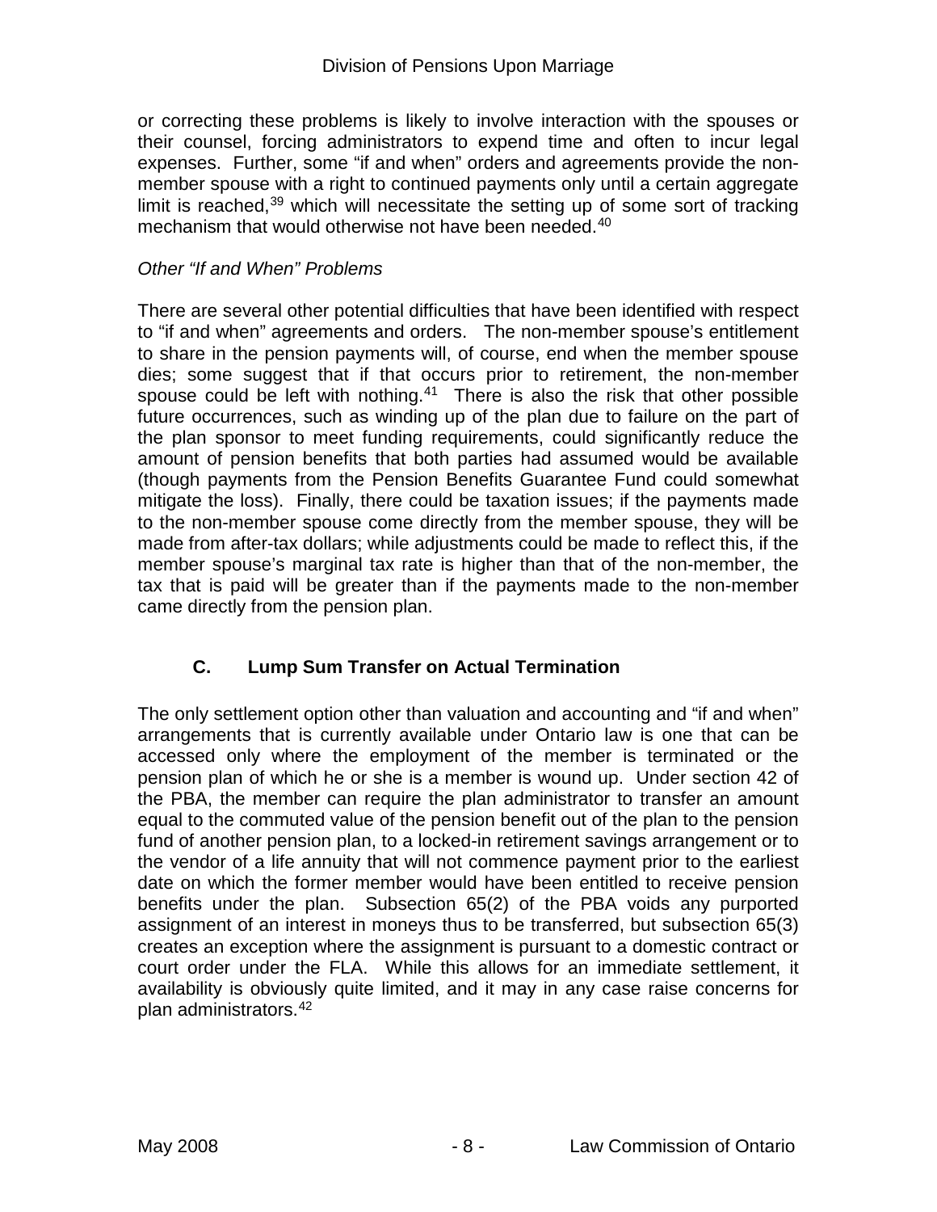or correcting these problems is likely to involve interaction with the spouses or their counsel, forcing administrators to expend time and often to incur legal expenses. Further, some "if and when" orders and agreements provide the non-member spouse with a right to continued payments only until a certain aggregate limit is reached,[39] which will necessitate the setting up of some sort of tracking mechanism that would otherwise not have been needed.[40]

*Other "If and When" Problems*

There are several other potential difficulties that have been identified with respect to "if and when" agreements and orders. The non-member spouse's entitlement to share in the pension payments will, of course, end when the member spouse dies; some suggest that if that occurs prior to retirement, the non-member spouse could be left with nothing.[41] There is also the risk that other possible future occurrences, such as winding up of the plan due to failure on the part of the plan sponsor to meet funding requirements, could significantly reduce the amount of pension benefits that both parties had assumed would be available (though payments from the Pension Benefits Guarantee Fund could somewhat mitigate the loss). Finally, there could be taxation issues; if the payments made to the non-member spouse come directly from the member spouse, they will be made from after-tax dollars; while adjustments could be made to reflect this, if the member spouse's marginal tax rate is higher than that of the non-member, the tax that is paid will be greater than if the payments made to the non-member came directly from the pension plan.

## C. Lump Sum Transfer on Actual Termination

The only settlement option other than valuation and accounting and "if and when" arrangements that is currently available under Ontario law is one that can be accessed only where the employment of the member is terminated or the pension plan of which he or she is a member is wound up. Under section 42 of the PBA, the member can require the plan administrator to transfer an amount equal to the commuted value of the pension benefit out of the plan to the pension fund of another pension plan, to a locked-in retirement savings arrangement or to the vendor of a life annuity that will not commence payment prior to the earliest date on which the former member would have been entitled to receive pension benefits under the plan. Subsection 65(2) of the PBA voids any purported assignment of an interest in moneys thus to be transferred, but subsection 65(3) creates an exception where the assignment is pursuant to a domestic contract or court order under the FLA. While this allows for an immediate settlement, it availability is obviously quite limited, and it may in any case raise concerns for plan administrators.[42]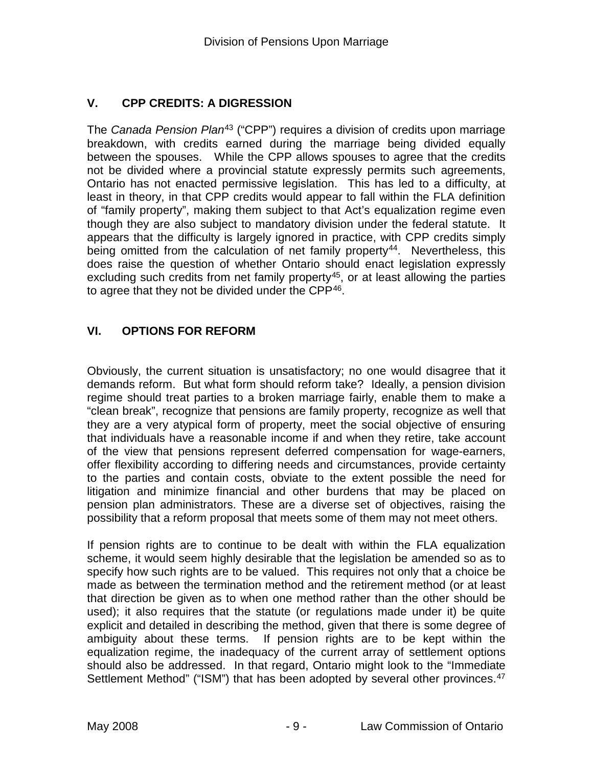## V. CPP CREDITS: A DIGRESSION

The *Canada Pension Plan*[43] ("CPP") requires a division of credits upon marriage breakdown, with credits earned during the marriage being divided equally between the spouses. While the CPP allows spouses to agree that the credits not be divided where a provincial statute expressly permits such agreements, Ontario has not enacted permissive legislation. This has led to a difficulty, at least in theory, in that CPP credits would appear to fall within the FLA definition of "family property", making them subject to that Act's equalization regime even though they are also subject to mandatory division under the federal statute. It appears that the difficulty is largely ignored in practice, with CPP credits simply being omitted from the calculation of net family property[44]. Nevertheless, this does raise the question of whether Ontario should enact legislation expressly excluding such credits from net family property[45], or at least allowing the parties to agree that they not be divided under the CPP[46].

## VI. OPTIONS FOR REFORM

Obviously, the current situation is unsatisfactory; no one would disagree that it demands reform. But what form should reform take? Ideally, a pension division regime should treat parties to a broken marriage fairly, enable them to make a "clean break", recognize that pensions are family property, recognize as well that they are a very atypical form of property, meet the social objective of ensuring that individuals have a reasonable income if and when they retire, take account of the view that pensions represent deferred compensation for wage-earners, offer flexibility according to differing needs and circumstances, provide certainty to the parties and contain costs, obviate to the extent possible the need for litigation and minimize financial and other burdens that may be placed on pension plan administrators. These are a diverse set of objectives, raising the possibility that a reform proposal that meets some of them may not meet others.

If pension rights are to continue to be dealt with within the FLA equalization scheme, it would seem highly desirable that the legislation be amended so as to specify how such rights are to be valued. This requires not only that a choice be made as between the termination method and the retirement method (or at least that direction be given as to when one method rather than the other should be used); it also requires that the statute (or regulations made under it) be quite explicit and detailed in describing the method, given that there is some degree of ambiguity about these terms. If pension rights are to be kept within the equalization regime, the inadequacy of the current array of settlement options should also be addressed. In that regard, Ontario might look to the "Immediate Settlement Method" ("ISM") that has been adopted by several other provinces.[47]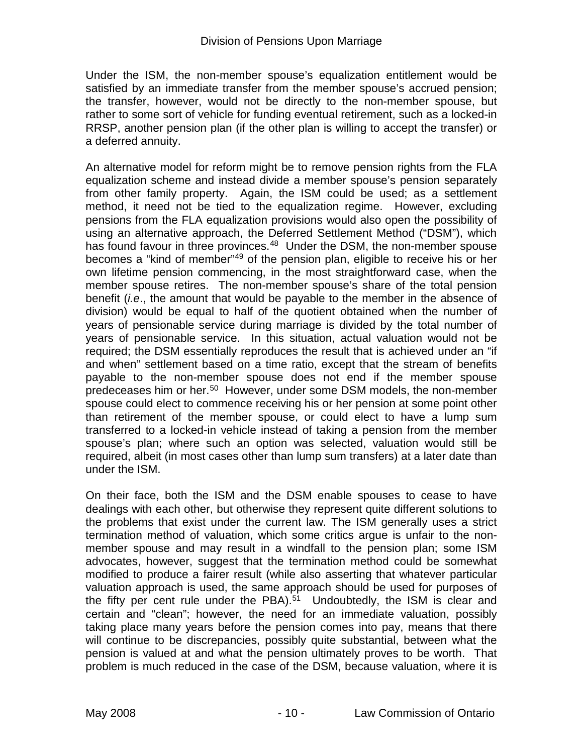Under the ISM, the non-member spouse's equalization entitlement would be satisfied by an immediate transfer from the member spouse's accrued pension; the transfer, however, would not be directly to the non-member spouse, but rather to some sort of vehicle for funding eventual retirement, such as a locked-in RRSP, another pension plan (if the other plan is willing to accept the transfer) or a deferred annuity.

An alternative model for reform might be to remove pension rights from the FLA equalization scheme and instead divide a member spouse's pension separately from other family property. Again, the ISM could be used; as a settlement method, it need not be tied to the equalization regime. However, excluding pensions from the FLA equalization provisions would also open the possibility of using an alternative approach, the Deferred Settlement Method ("DSM"), which has found favour in three provinces.[48] Under the DSM, the non-member spouse becomes a "kind of member"[49] of the pension plan, eligible to receive his or her own lifetime pension commencing, in the most straightforward case, when the member spouse retires. The non-member spouse's share of the total pension benefit (*i.e*., the amount that would be payable to the member in the absence of division) would be equal to half of the quotient obtained when the number of years of pensionable service during marriage is divided by the total number of years of pensionable service. In this situation, actual valuation would not be required; the DSM essentially reproduces the result that is achieved under an "if and when" settlement based on a time ratio, except that the stream of benefits payable to the non-member spouse does not end if the member spouse predeceases him or her.[50] However, under some DSM models, the non-member spouse could elect to commence receiving his or her pension at some point other than retirement of the member spouse, or could elect to have a lump sum transferred to a locked-in vehicle instead of taking a pension from the member spouse's plan; where such an option was selected, valuation would still be required, albeit (in most cases other than lump sum transfers) at a later date than under the ISM.

On their face, both the ISM and the DSM enable spouses to cease to have dealings with each other, but otherwise they represent quite different solutions to the problems that exist under the current law. The ISM generally uses a strict termination method of valuation, which some critics argue is unfair to the non-member spouse and may result in a windfall to the pension plan; some ISM advocates, however, suggest that the termination method could be somewhat modified to produce a fairer result (while also asserting that whatever particular valuation approach is used, the same approach should be used for purposes of the fifty per cent rule under the PBA).[51] Undoubtedly, the ISM is clear and certain and "clean"; however, the need for an immediate valuation, possibly taking place many years before the pension comes into pay, means that there will continue to be discrepancies, possibly quite substantial, between what the pension is valued at and what the pension ultimately proves to be worth. That problem is much reduced in the case of the DSM, because valuation, where it is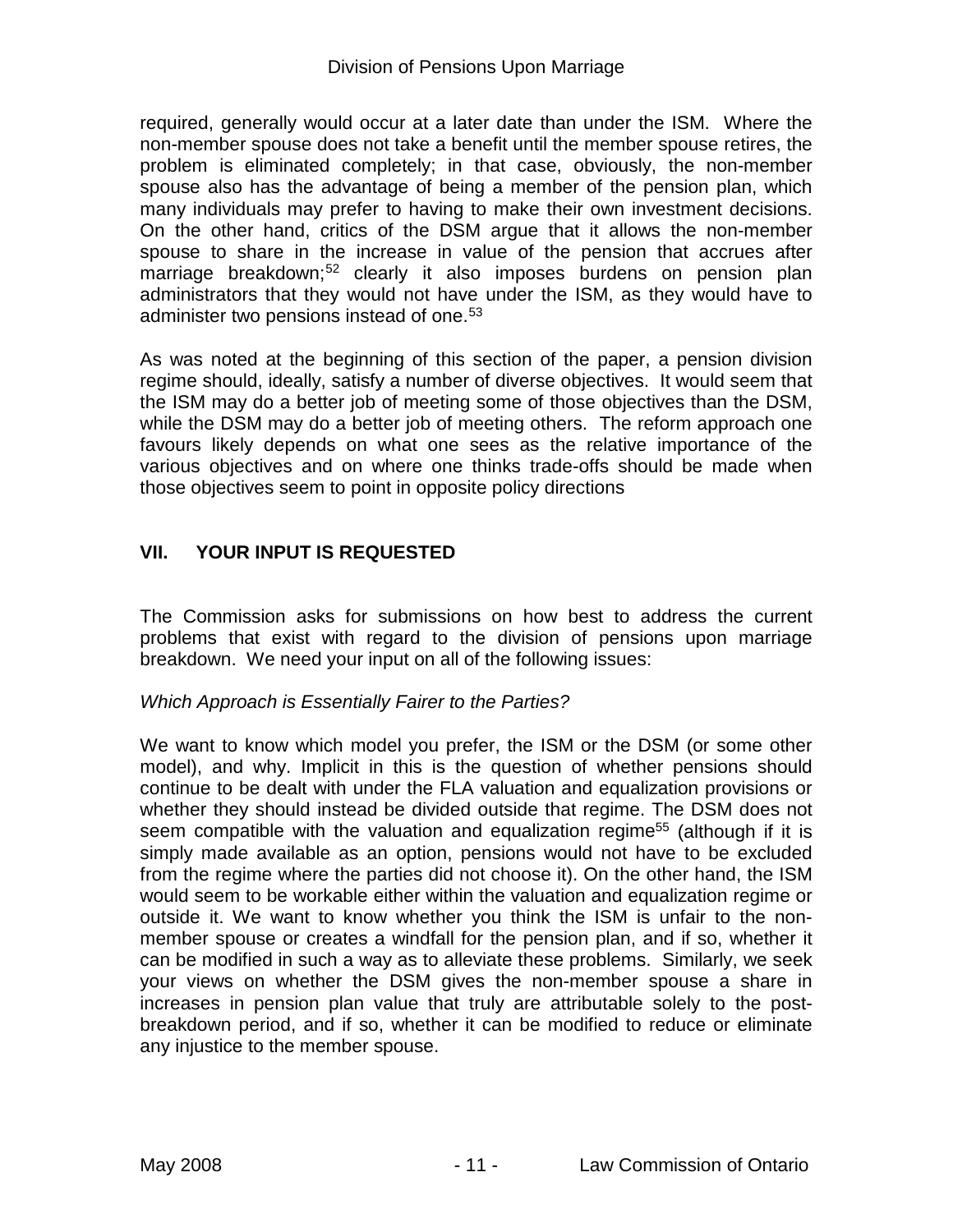required, generally would occur at a later date than under the ISM. Where the non-member spouse does not take a benefit until the member spouse retires, the problem is eliminated completely; in that case, obviously, the non-member spouse also has the advantage of being a member of the pension plan, which many individuals may prefer to having to make their own investment decisions. On the other hand, critics of the DSM argue that it allows the non-member spouse to share in the increase in value of the pension that accrues after marriage breakdown;[52] clearly it also imposes burdens on pension plan administrators that they would not have under the ISM, as they would have to administer two pensions instead of one.[53]

As was noted at the beginning of this section of the paper, a pension division regime should, ideally, satisfy a number of diverse objectives. It would seem that the ISM may do a better job of meeting some of those objectives than the DSM, while the DSM may do a better job of meeting others. The reform approach one favours likely depends on what one sees as the relative importance of the various objectives and on where one thinks trade-offs should be made when those objectives seem to point in opposite policy directions

## VII. YOUR INPUT IS REQUESTED

The Commission asks for submissions on how best to address the current problems that exist with regard to the division of pensions upon marriage breakdown. We need your input on all of the following issues:

*Which Approach is Essentially Fairer to the Parties?*

We want to know which model you prefer, the ISM or the DSM (or some other model), and why. Implicit in this is the question of whether pensions should continue to be dealt with under the FLA valuation and equalization provisions or whether they should instead be divided outside that regime. The DSM does not seem compatible with the valuation and equalization regime[55] (although if it is simply made available as an option, pensions would not have to be excluded from the regime where the parties did not choose it). On the other hand, the ISM would seem to be workable either within the valuation and equalization regime or outside it. We want to know whether you think the ISM is unfair to the non-member spouse or creates a windfall for the pension plan, and if so, whether it can be modified in such a way as to alleviate these problems. Similarly, we seek your views on whether the DSM gives the non-member spouse a share in increases in pension plan value that truly are attributable solely to the post-breakdown period, and if so, whether it can be modified to reduce or eliminate any injustice to the member spouse.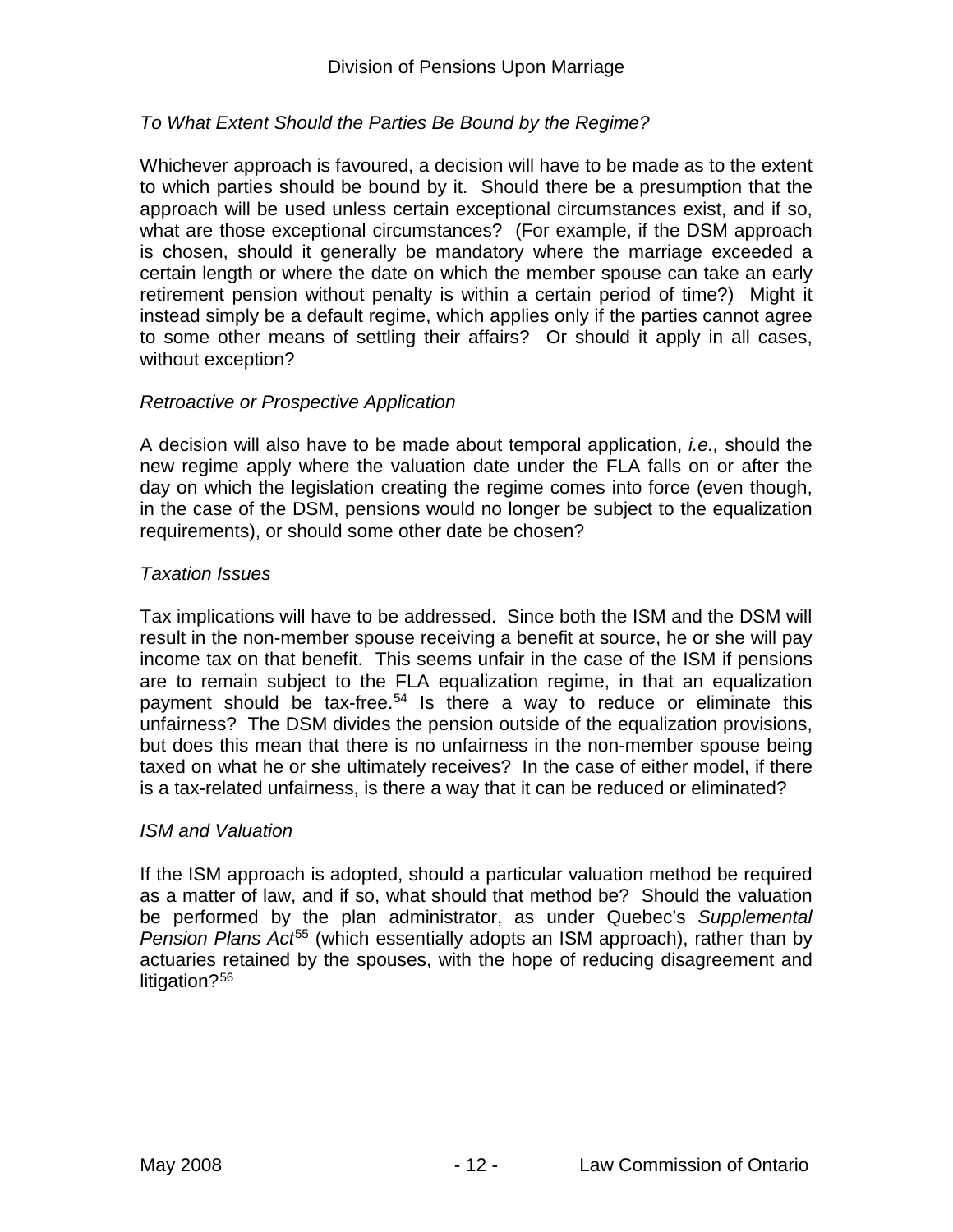*To What Extent Should the Parties Be Bound by the Regime?*

Whichever approach is favoured, a decision will have to be made as to the extent to which parties should be bound by it. Should there be a presumption that the approach will be used unless certain exceptional circumstances exist, and if so, what are those exceptional circumstances? (For example, if the DSM approach is chosen, should it generally be mandatory where the marriage exceeded a certain length or where the date on which the member spouse can take an early retirement pension without penalty is within a certain period of time?) Might it instead simply be a default regime, which applies only if the parties cannot agree to some other means of settling their affairs? Or should it apply in all cases, without exception?

*Retroactive or Prospective Application*

A decision will also have to be made about temporal application, *i.e.,* should the new regime apply where the valuation date under the FLA falls on or after the day on which the legislation creating the regime comes into force (even though, in the case of the DSM, pensions would no longer be subject to the equalization requirements), or should some other date be chosen?

*Taxation Issues*

Tax implications will have to be addressed. Since both the ISM and the DSM will result in the non-member spouse receiving a benefit at source, he or she will pay income tax on that benefit. This seems unfair in the case of the ISM if pensions are to remain subject to the FLA equalization regime, in that an equalization payment should be tax-free.[54] Is there a way to reduce or eliminate this unfairness? The DSM divides the pension outside of the equalization provisions, but does this mean that there is no unfairness in the non-member spouse being taxed on what he or she ultimately receives? In the case of either model, if there is a tax-related unfairness, is there a way that it can be reduced or eliminated?

*ISM and Valuation*

If the ISM approach is adopted, should a particular valuation method be required as a matter of law, and if so, what should that method be? Should the valuation be performed by the plan administrator, as under Quebec's *Supplemental Pension Plans Act*[55] (which essentially adopts an ISM approach), rather than by actuaries retained by the spouses, with the hope of reducing disagreement and litigation?[56]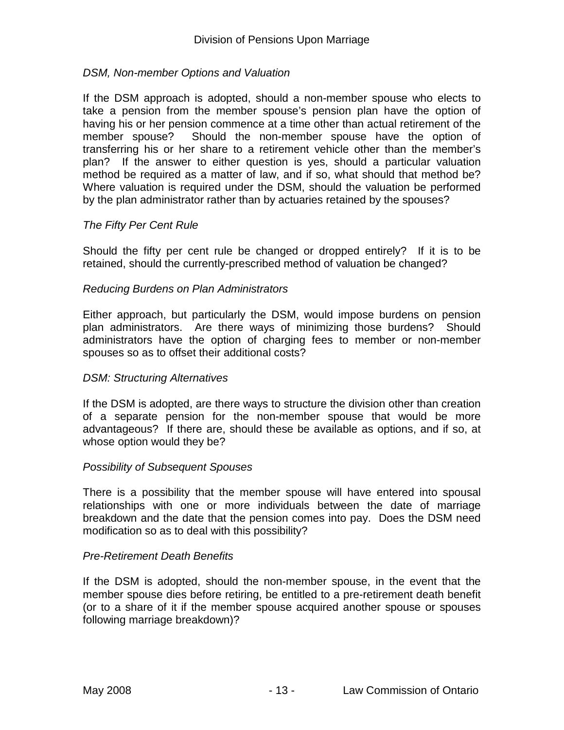*DSM, Non-member Options and Valuation*

If the DSM approach is adopted, should a non-member spouse who elects to take a pension from the member spouse's pension plan have the option of having his or her pension commence at a time other than actual retirement of the member spouse? Should the non-member spouse have the option of transferring his or her share to a retirement vehicle other than the member's plan? If the answer to either question is yes, should a particular valuation method be required as a matter of law, and if so, what should that method be? Where valuation is required under the DSM, should the valuation be performed by the plan administrator rather than by actuaries retained by the spouses?

*The Fifty Per Cent Rule*

Should the fifty per cent rule be changed or dropped entirely? If it is to be retained, should the currently-prescribed method of valuation be changed?

*Reducing Burdens on Plan Administrators*

Either approach, but particularly the DSM, would impose burdens on pension plan administrators. Are there ways of minimizing those burdens? Should administrators have the option of charging fees to member or non-member spouses so as to offset their additional costs?

*DSM: Structuring Alternatives*

If the DSM is adopted, are there ways to structure the division other than creation of a separate pension for the non-member spouse that would be more advantageous? If there are, should these be available as options, and if so, at whose option would they be?

*Possibility of Subsequent Spouses*

There is a possibility that the member spouse will have entered into spousal relationships with one or more individuals between the date of marriage breakdown and the date that the pension comes into pay. Does the DSM need modification so as to deal with this possibility?

*Pre-Retirement Death Benefits*

If the DSM is adopted, should the non-member spouse, in the event that the member spouse dies before retiring, be entitled to a pre-retirement death benefit (or to a share of it if the member spouse acquired another spouse or spouses following marriage breakdown)?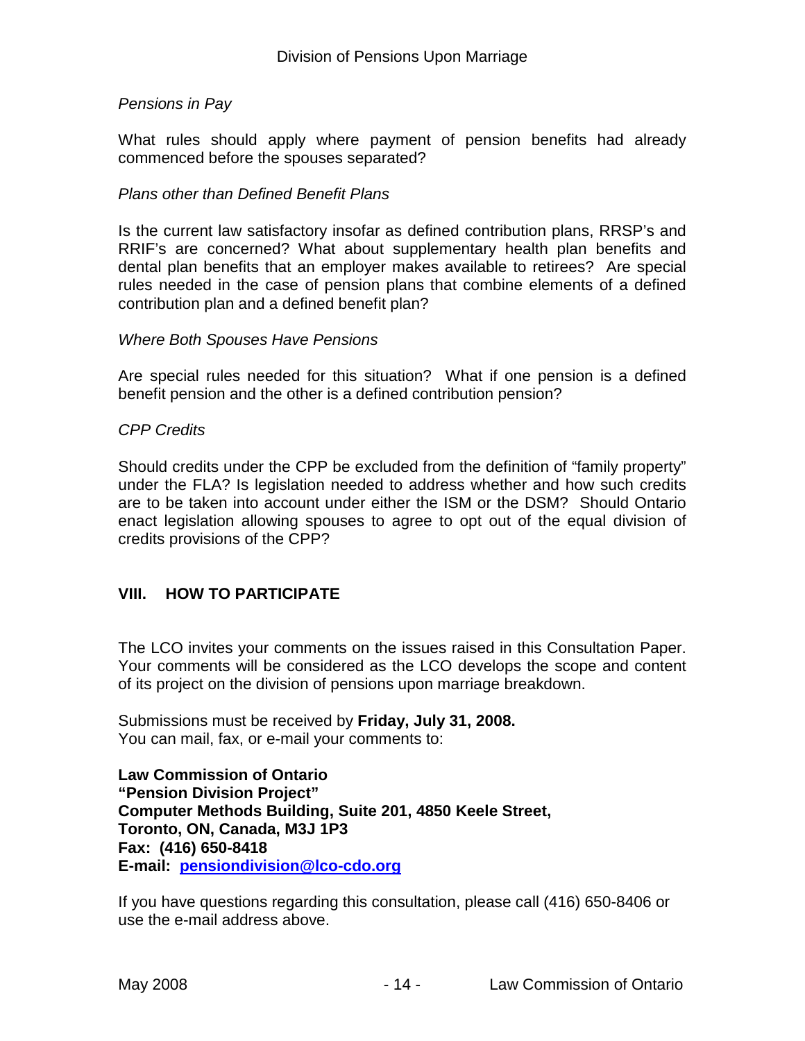*Pensions in Pay*

What rules should apply where payment of pension benefits had already commenced before the spouses separated?

*Plans other than Defined Benefit Plans*

Is the current law satisfactory insofar as defined contribution plans, RRSP's and RRIF's are concerned? What about supplementary health plan benefits and dental plan benefits that an employer makes available to retirees? Are special rules needed in the case of pension plans that combine elements of a defined contribution plan and a defined benefit plan?

*Where Both Spouses Have Pensions*

Are special rules needed for this situation? What if one pension is a defined benefit pension and the other is a defined contribution pension?

*CPP Credits*

Should credits under the CPP be excluded from the definition of "family property" under the FLA? Is legislation needed to address whether and how such credits are to be taken into account under either the ISM or the DSM? Should Ontario enact legislation allowing spouses to agree to opt out of the equal division of credits provisions of the CPP?

## VIII. HOW TO PARTICIPATE

The LCO invites your comments on the issues raised in this Consultation Paper. Your comments will be considered as the LCO develops the scope and content of its project on the division of pensions upon marriage breakdown.

Submissions must be received by **Friday, July 31, 2008.**
You can mail, fax, or e-mail your comments to:

**Law Commission of Ontario**
**"Pension Division Project"**
**Computer Methods Building, Suite 201, 4850 Keele Street,**
**Toronto, ON, Canada, M3J 1P3**
**Fax: (416) 650-8418**
**E-mail: pensiondivision@lco-cdo.org**

If you have questions regarding this consultation, please call (416) 650-8406 or use the e-mail address above.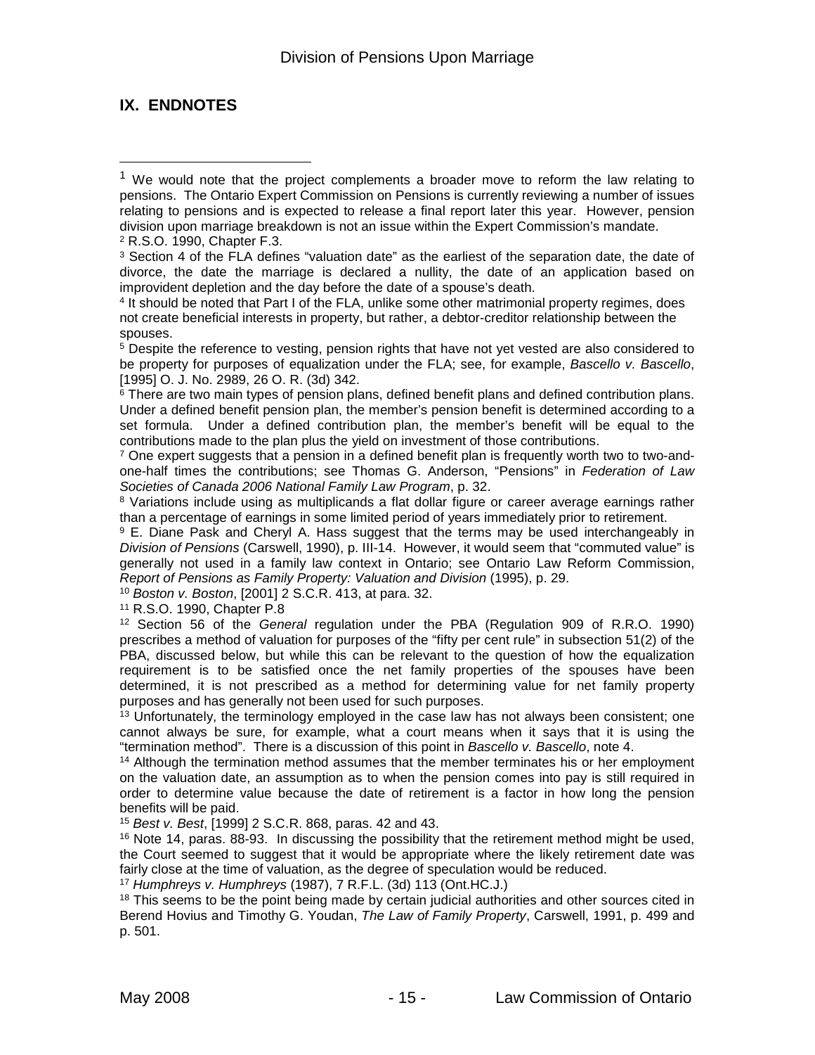## IX. ENDNOTES

[1] We would note that the project complements a broader move to reform the law relating to pensions. The Ontario Expert Commission on Pensions is currently reviewing a number of issues relating to pensions and is expected to release a final report later this year. However, pension division upon marriage breakdown is not an issue within the Expert Commission's mandate.

[2] R.S.O. 1990, Chapter F.3.

[3] Section 4 of the FLA defines "valuation date" as the earliest of the separation date, the date of divorce, the date the marriage is declared a nullity, the date of an application based on improvident depletion and the day before the date of a spouse's death.

[4] It should be noted that Part I of the FLA, unlike some other matrimonial property regimes, does not create beneficial interests in property, but rather, a debtor-creditor relationship between the spouses.

[5] Despite the reference to vesting, pension rights that have not yet vested are also considered to be property for purposes of equalization under the FLA; see, for example, *Bascello v. Bascello*, [1995] O. J. No. 2989, 26 O. R. (3d) 342.

[6] There are two main types of pension plans, defined benefit plans and defined contribution plans. Under a defined benefit pension plan, the member's pension benefit is determined according to a set formula. Under a defined contribution plan, the member's benefit will be equal to the contributions made to the plan plus the yield on investment of those contributions.

[7] One expert suggests that a pension in a defined benefit plan is frequently worth two to two-and-one-half times the contributions; see Thomas G. Anderson, "Pensions" in *Federation of Law Societies of Canada 2006 National Family Law Program*, p. 32.

[8] Variations include using as multiplicands a flat dollar figure or career average earnings rather than a percentage of earnings in some limited period of years immediately prior to retirement.

[9] E. Diane Pask and Cheryl A. Hass suggest that the terms may be used interchangeably in *Division of Pensions* (Carswell, 1990), p. III-14. However, it would seem that "commuted value" is generally not used in a family law context in Ontario; see Ontario Law Reform Commission, *Report of Pensions as Family Property: Valuation and Division* (1995), p. 29.

[10] *Boston v. Boston*, [2001] 2 S.C.R. 413, at para. 32.

[11] R.S.O. 1990, Chapter P.8

[12] Section 56 of the *General* regulation under the PBA (Regulation 909 of R.R.O. 1990) prescribes a method of valuation for purposes of the "fifty per cent rule" in subsection 51(2) of the PBA, discussed below, but while this can be relevant to the question of how the equalization requirement is to be satisfied once the net family properties of the spouses have been determined, it is not prescribed as a method for determining value for net family property purposes and has generally not been used for such purposes.

[13] Unfortunately, the terminology employed in the case law has not always been consistent; one cannot always be sure, for example, what a court means when it says that it is using the "termination method". There is a discussion of this point in *Bascello v. Bascello*, note 4.

[14] Although the termination method assumes that the member terminates his or her employment on the valuation date, an assumption as to when the pension comes into pay is still required in order to determine value because the date of retirement is a factor in how long the pension benefits will be paid.

[15] *Best v. Best*, [1999] 2 S.C.R. 868, paras. 42 and 43.

[16] Note 14, paras. 88-93. In discussing the possibility that the retirement method might be used, the Court seemed to suggest that it would be appropriate where the likely retirement date was fairly close at the time of valuation, as the degree of speculation would be reduced.

[17] *Humphreys v. Humphreys* (1987), 7 R.F.L. (3d) 113 (Ont.HC.J.)

[18] This seems to be the point being made by certain judicial authorities and other sources cited in Berend Hovius and Timothy G. Youdan, *The Law of Family Property*, Carswell, 1991, p. 499 and p. 501.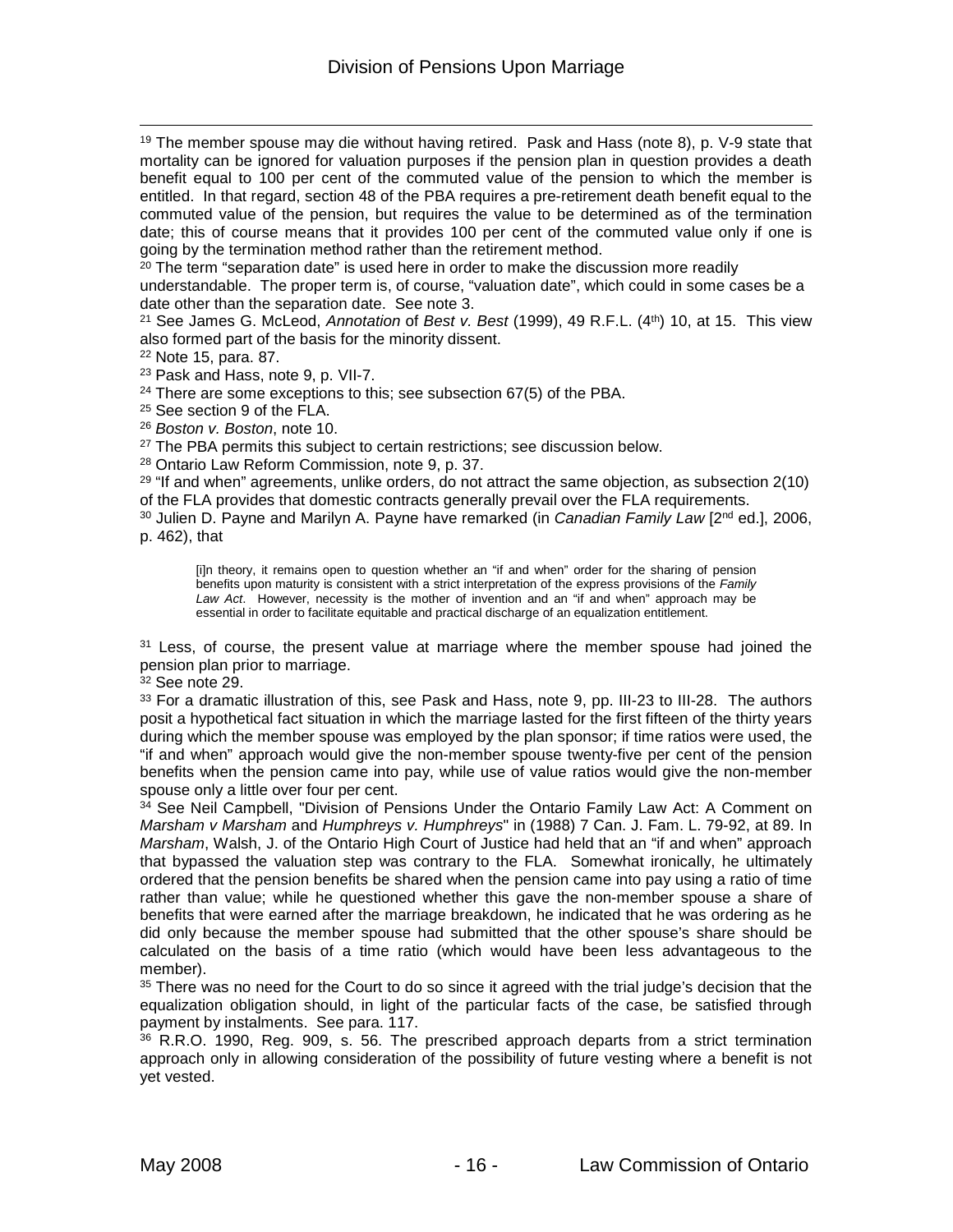[19] The member spouse may die without having retired. Pask and Hass (note 8), p. V-9 state that mortality can be ignored for valuation purposes if the pension plan in question provides a death benefit equal to 100 per cent of the commuted value of the pension to which the member is entitled. In that regard, section 48 of the PBA requires a pre-retirement death benefit equal to the commuted value of the pension, but requires the value to be determined as of the termination date; this of course means that it provides 100 per cent of the commuted value only if one is going by the termination method rather than the retirement method.

[20] The term "separation date" is used here in order to make the discussion more readily understandable. The proper term is, of course, "valuation date", which could in some cases be a date other than the separation date. See note 3.

[21] See James G. McLeod, *Annotation* of *Best v. Best* (1999), 49 R.F.L. (4th) 10, at 15. This view also formed part of the basis for the minority dissent.

[22] Note 15, para. 87.

[23] Pask and Hass, note 9, p. VII-7.

[24] There are some exceptions to this; see subsection 67(5) of the PBA.

[25] See section 9 of the FLA.

[26] *Boston v. Boston*, note 10.

[27] The PBA permits this subject to certain restrictions; see discussion below.

[28] Ontario Law Reform Commission, note 9, p. 37.

[29] "If and when" agreements, unlike orders, do not attract the same objection, as subsection 2(10) of the FLA provides that domestic contracts generally prevail over the FLA requirements.

[30] Julien D. Payne and Marilyn A. Payne have remarked (in *Canadian Family Law* [2nd ed.], 2006, p. 462), that

> [i]n theory, it remains open to question whether an "if and when" order for the sharing of pension benefits upon maturity is consistent with a strict interpretation of the express provisions of the *Family Law Act*. However, necessity is the mother of invention and an "if and when" approach may be essential in order to facilitate equitable and practical discharge of an equalization entitlement.

[31] Less, of course, the present value at marriage where the member spouse had joined the pension plan prior to marriage.

[32] See note 29.

[33] For a dramatic illustration of this, see Pask and Hass, note 9, pp. III-23 to III-28. The authors posit a hypothetical fact situation in which the marriage lasted for the first fifteen of the thirty years during which the member spouse was employed by the plan sponsor; if time ratios were used, the "if and when" approach would give the non-member spouse twenty-five per cent of the pension benefits when the pension came into pay, while use of value ratios would give the non-member spouse only a little over four per cent.

[34] See Neil Campbell, "Division of Pensions Under the Ontario Family Law Act: A Comment on *Marsham v Marsham* and *Humphreys v. Humphreys*" in (1988) 7 Can. J. Fam. L. 79-92, at 89. In *Marsham*, Walsh, J. of the Ontario High Court of Justice had held that an "if and when" approach that bypassed the valuation step was contrary to the FLA. Somewhat ironically, he ultimately ordered that the pension benefits be shared when the pension came into pay using a ratio of time rather than value; while he questioned whether this gave the non-member spouse a share of benefits that were earned after the marriage breakdown, he indicated that he was ordering as he did only because the member spouse had submitted that the other spouse's share should be calculated on the basis of a time ratio (which would have been less advantageous to the member).

[35] There was no need for the Court to do so since it agreed with the trial judge's decision that the equalization obligation should, in light of the particular facts of the case, be satisfied through payment by instalments. See para. 117.

[36] R.R.O. 1990, Reg. 909, s. 56. The prescribed approach departs from a strict termination approach only in allowing consideration of the possibility of future vesting where a benefit is not yet vested.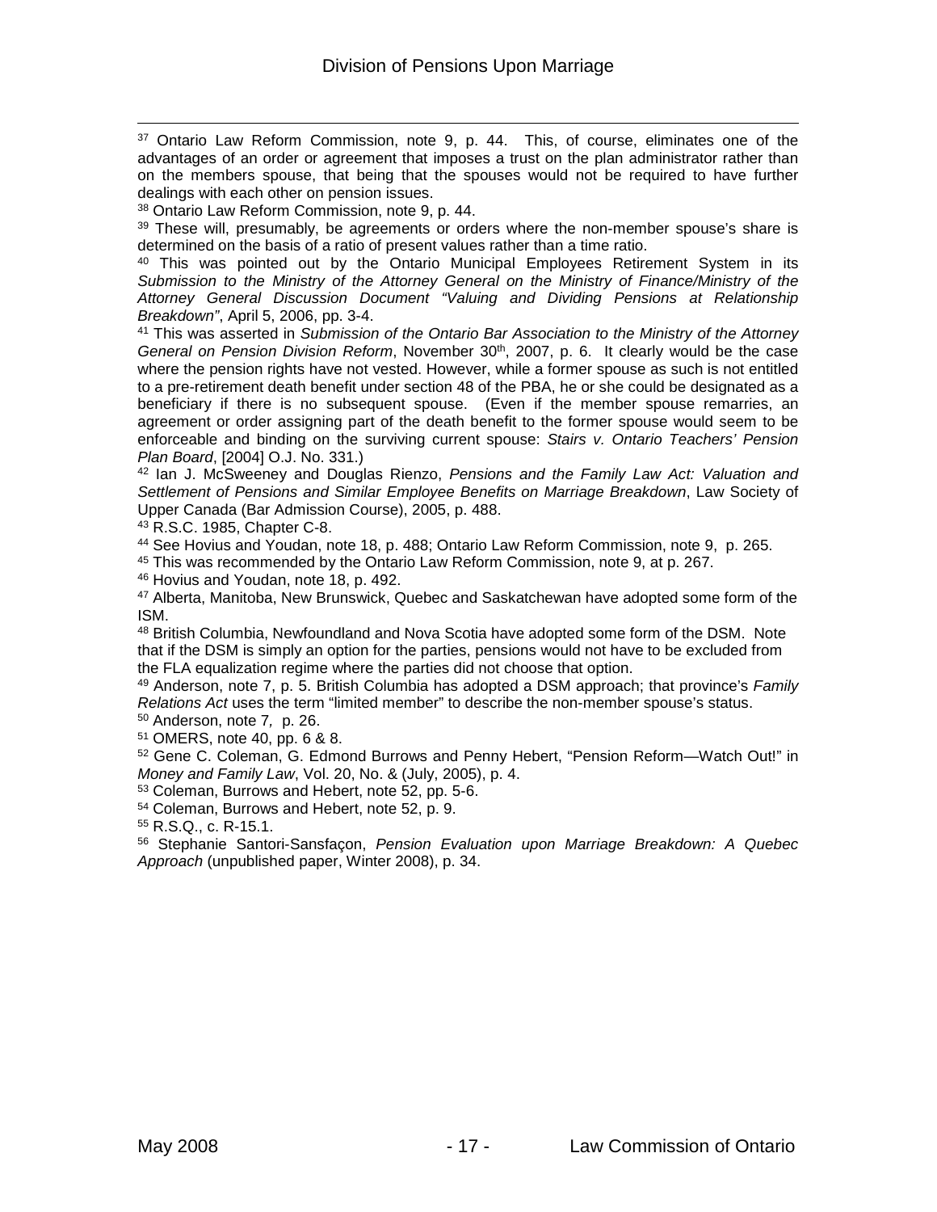[37] Ontario Law Reform Commission, note 9, p. 44. This, of course, eliminates one of the advantages of an order or agreement that imposes a trust on the plan administrator rather than on the members spouse, that being that the spouses would not be required to have further dealings with each other on pension issues.

[38] Ontario Law Reform Commission, note 9, p. 44.

[39] These will, presumably, be agreements or orders where the non-member spouse's share is determined on the basis of a ratio of present values rather than a time ratio.

[40] This was pointed out by the Ontario Municipal Employees Retirement System in its *Submission to the Ministry of the Attorney General on the Ministry of Finance/Ministry of the Attorney General Discussion Document "Valuing and Dividing Pensions at Relationship Breakdown"*, April 5, 2006, pp. 3-4.

[41] This was asserted in *Submission of the Ontario Bar Association to the Ministry of the Attorney General on Pension Division Reform*, November 30th, 2007, p. 6. It clearly would be the case where the pension rights have not vested. However, while a former spouse as such is not entitled to a pre-retirement death benefit under section 48 of the PBA, he or she could be designated as a beneficiary if there is no subsequent spouse. (Even if the member spouse remarries, an agreement or order assigning part of the death benefit to the former spouse would seem to be enforceable and binding on the surviving current spouse: *Stairs v. Ontario Teachers' Pension Plan Board*, [2004] O.J. No. 331.)

[42] Ian J. McSweeney and Douglas Rienzo, *Pensions and the Family Law Act: Valuation and Settlement of Pensions and Similar Employee Benefits on Marriage Breakdown*, Law Society of Upper Canada (Bar Admission Course), 2005, p. 488.

[43] R.S.C. 1985, Chapter C-8.

[44] See Hovius and Youdan, note 18, p. 488; Ontario Law Reform Commission, note 9, p. 265.

[45] This was recommended by the Ontario Law Reform Commission, note 9, at p. 267.

[46] Hovius and Youdan, note 18, p. 492.

[47] Alberta, Manitoba, New Brunswick, Quebec and Saskatchewan have adopted some form of the ISM.

[48] British Columbia, Newfoundland and Nova Scotia have adopted some form of the DSM. Note that if the DSM is simply an option for the parties, pensions would not have to be excluded from the FLA equalization regime where the parties did not choose that option.

[49] Anderson, note 7, p. 5. British Columbia has adopted a DSM approach; that province's *Family Relations Act* uses the term "limited member" to describe the non-member spouse's status.

[50] Anderson, note 7, p. 26.

[51] OMERS, note 40, pp. 6 & 8.

[52] Gene C. Coleman, G. Edmond Burrows and Penny Hebert, "Pension Reform—Watch Out!" in *Money and Family Law*, Vol. 20, No. & (July, 2005), p. 4.

[53] Coleman, Burrows and Hebert, note 52, pp. 5-6.

[54] Coleman, Burrows and Hebert, note 52, p. 9.

[55] R.S.Q., c. R-15.1.

[56] Stephanie Santori-Sansfaçon, *Pension Evaluation upon Marriage Breakdown: A Quebec Approach* (unpublished paper, Winter 2008), p. 34.